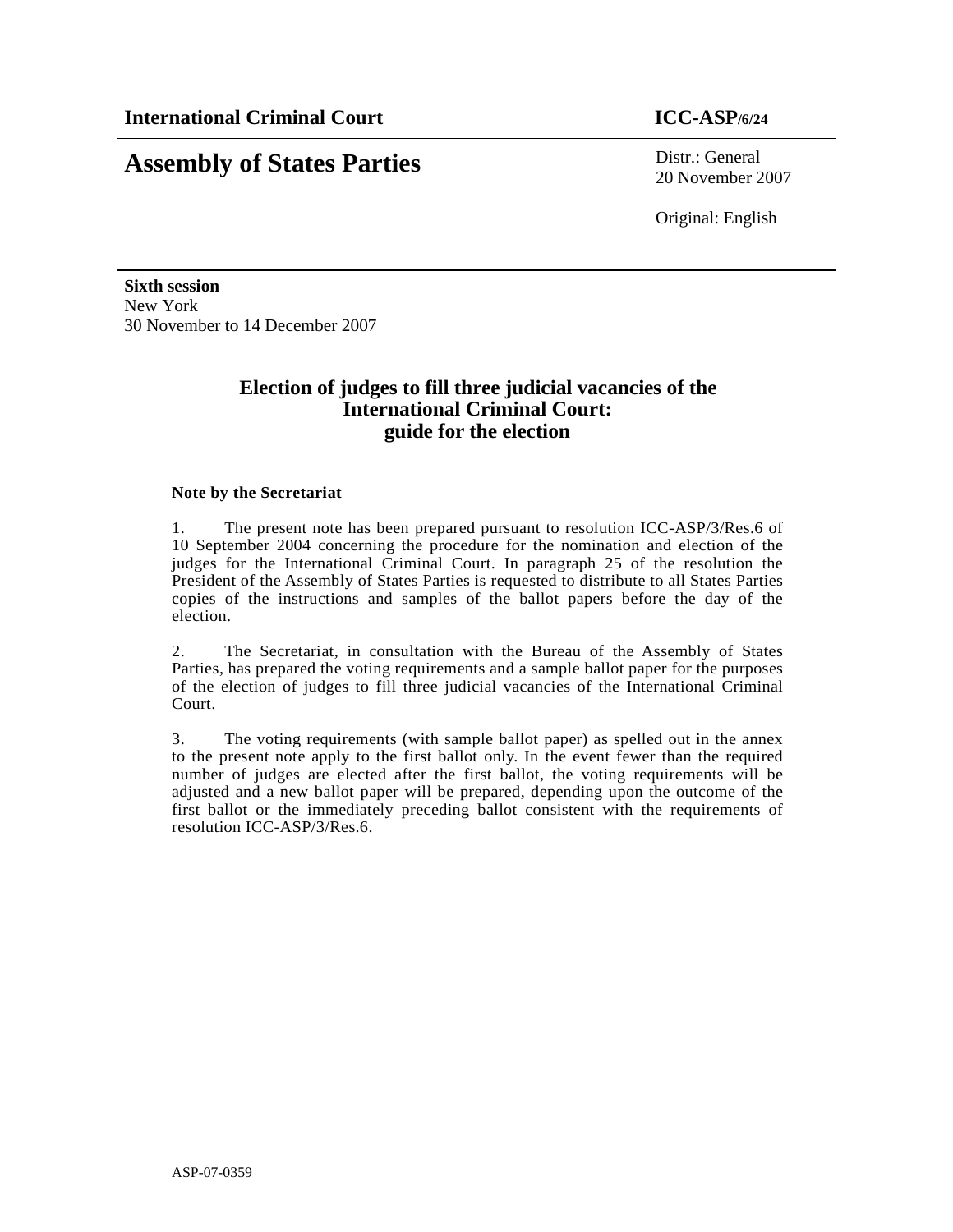**International Criminal Court** **ICC-ASP/6/24**

# Assembly of States Parties

Distr.: General
20 November 2007

Original: English

**Sixth session**
New York
30 November to 14 December 2007

## Election of judges to fill three judicial vacancies of the International Criminal Court: guide for the election

**Note by the Secretariat**

1. The present note has been prepared pursuant to resolution ICC-ASP/3/Res.6 of 10 September 2004 concerning the procedure for the nomination and election of the judges for the International Criminal Court. In paragraph 25 of the resolution the President of the Assembly of States Parties is requested to distribute to all States Parties copies of the instructions and samples of the ballot papers before the day of the election.

2. The Secretariat, in consultation with the Bureau of the Assembly of States Parties, has prepared the voting requirements and a sample ballot paper for the purposes of the election of judges to fill three judicial vacancies of the International Criminal Court.

3. The voting requirements (with sample ballot paper) as spelled out in the annex to the present note apply to the first ballot only. In the event fewer than the required number of judges are elected after the first ballot, the voting requirements will be adjusted and a new ballot paper will be prepared, depending upon the outcome of the first ballot or the immediately preceding ballot consistent with the requirements of resolution ICC-ASP/3/Res.6.

ASP-07-0359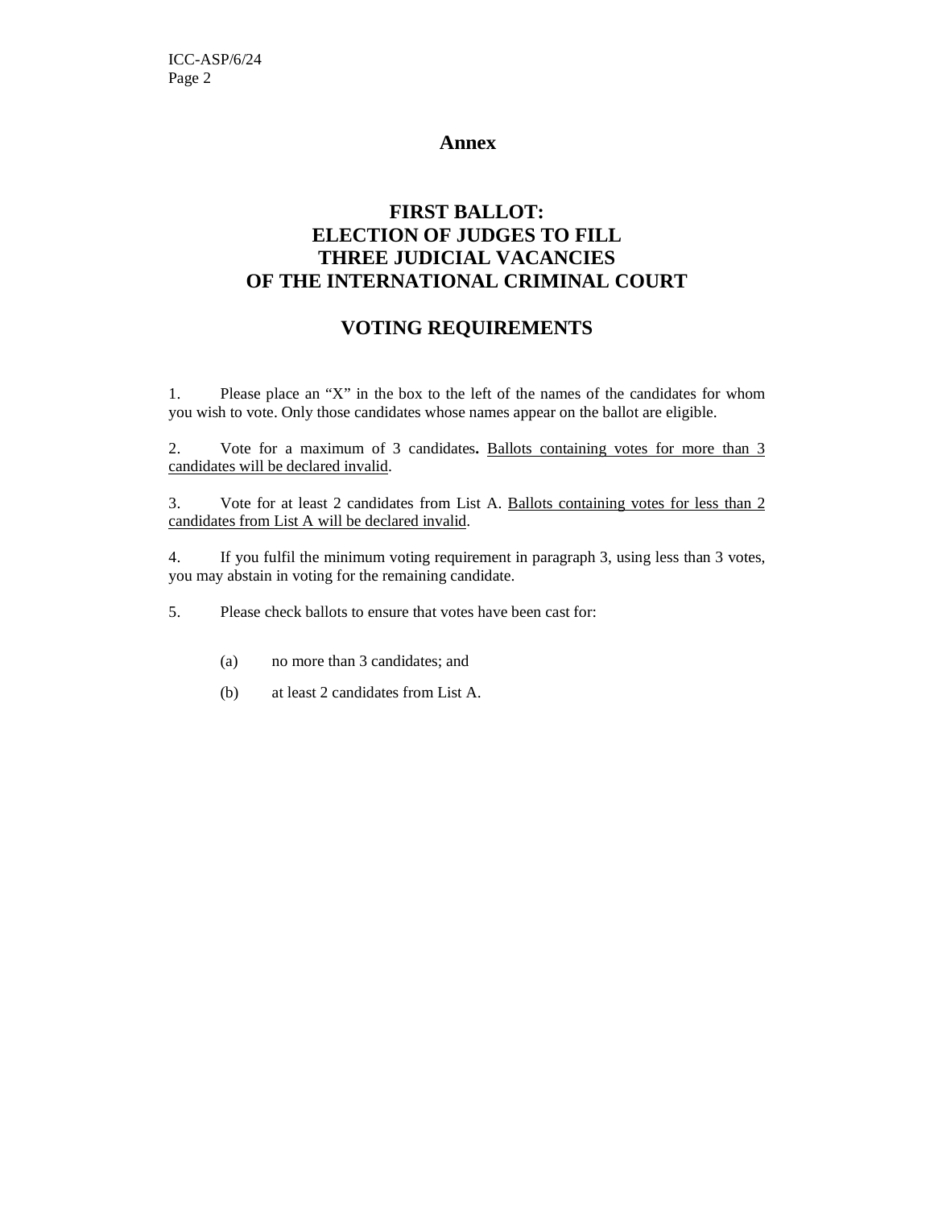# Annex

## FIRST BALLOT: ELECTION OF JUDGES TO FILL THREE JUDICIAL VACANCIES OF THE INTERNATIONAL CRIMINAL COURT

## VOTING REQUIREMENTS

1. Please place an “X” in the box to the left of the names of the candidates for whom you wish to vote. Only those candidates whose names appear on the ballot are eligible.

2. Vote for a maximum of 3 candidates**.** <u>Ballots containing votes for more than 3 candidates will be declared invalid</u>.

3. Vote for at least 2 candidates from List A. <u>Ballots containing votes for less than 2 candidates from List A will be declared invalid</u>.

4. If you fulfil the minimum voting requirement in paragraph 3, using less than 3 votes, you may abstain in voting for the remaining candidate.

5. Please check ballots to ensure that votes have been cast for:

   (a) no more than 3 candidates; and

   (b) at least 2 candidates from List A.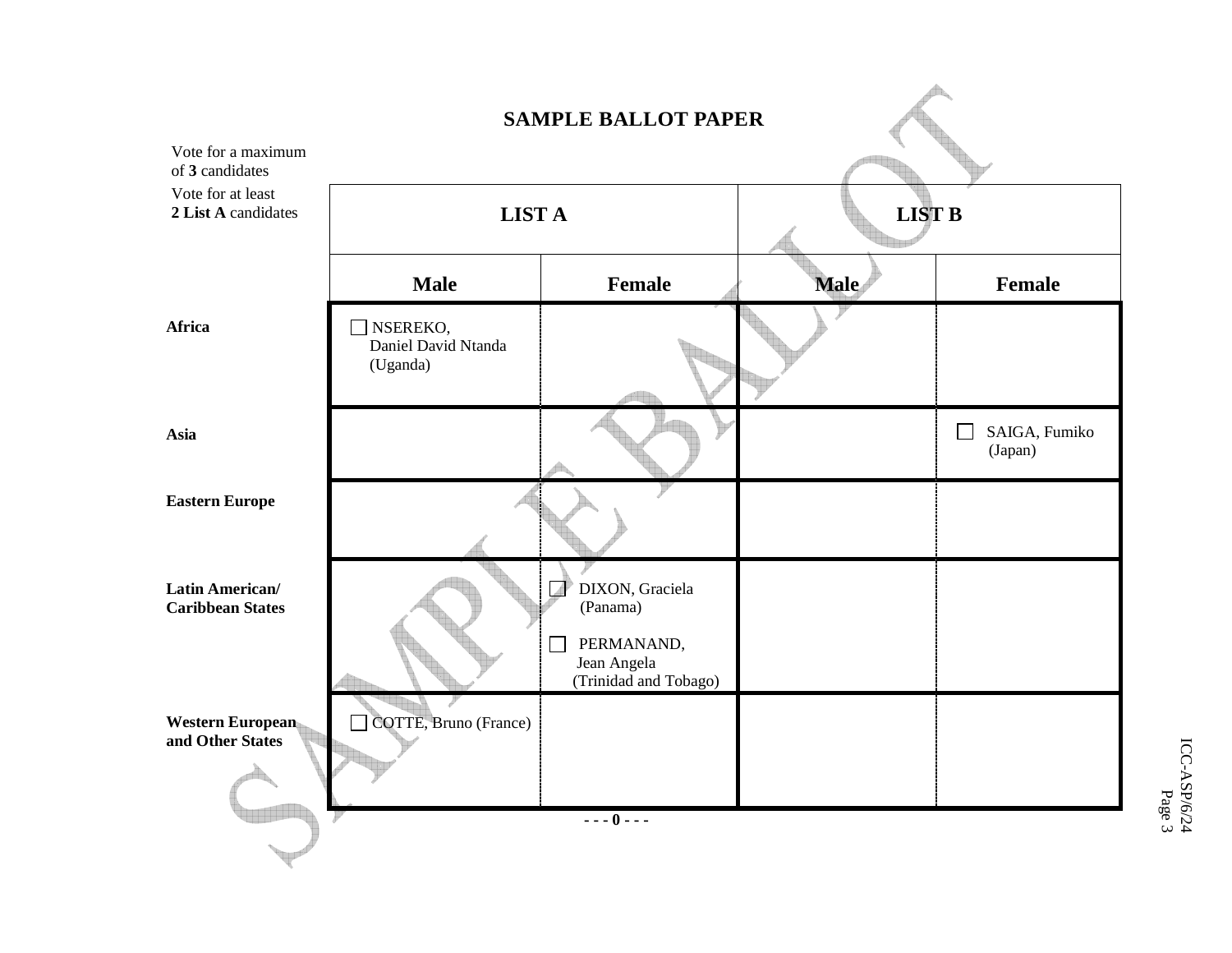# SAMPLE BALLOT PAPER

Vote for a maximum of **3** candidates

Vote for at least **2 List A** candidates

| | LIST A | | LIST B | |
|---|---|---|---|---|
| | **Male** | **Female** | **Male** | **Female** |
| **Africa** | ☐ NSEREKO, Daniel David Ntanda (Uganda) | | | |
| **Asia** | | | | ☐ SAIGA, Fumiko (Japan) |
| **Eastern Europe** | | | | |
| **Latin American/ Caribbean States** | | ☐ DIXON, Graciela (Panama)<br>☐ PERMANAND, Jean Angela (Trinidad and Tobago) | | |
| **Western European and Other States** | ☐ COTTE, Bruno (France) | | | |

- - - 0 - - -